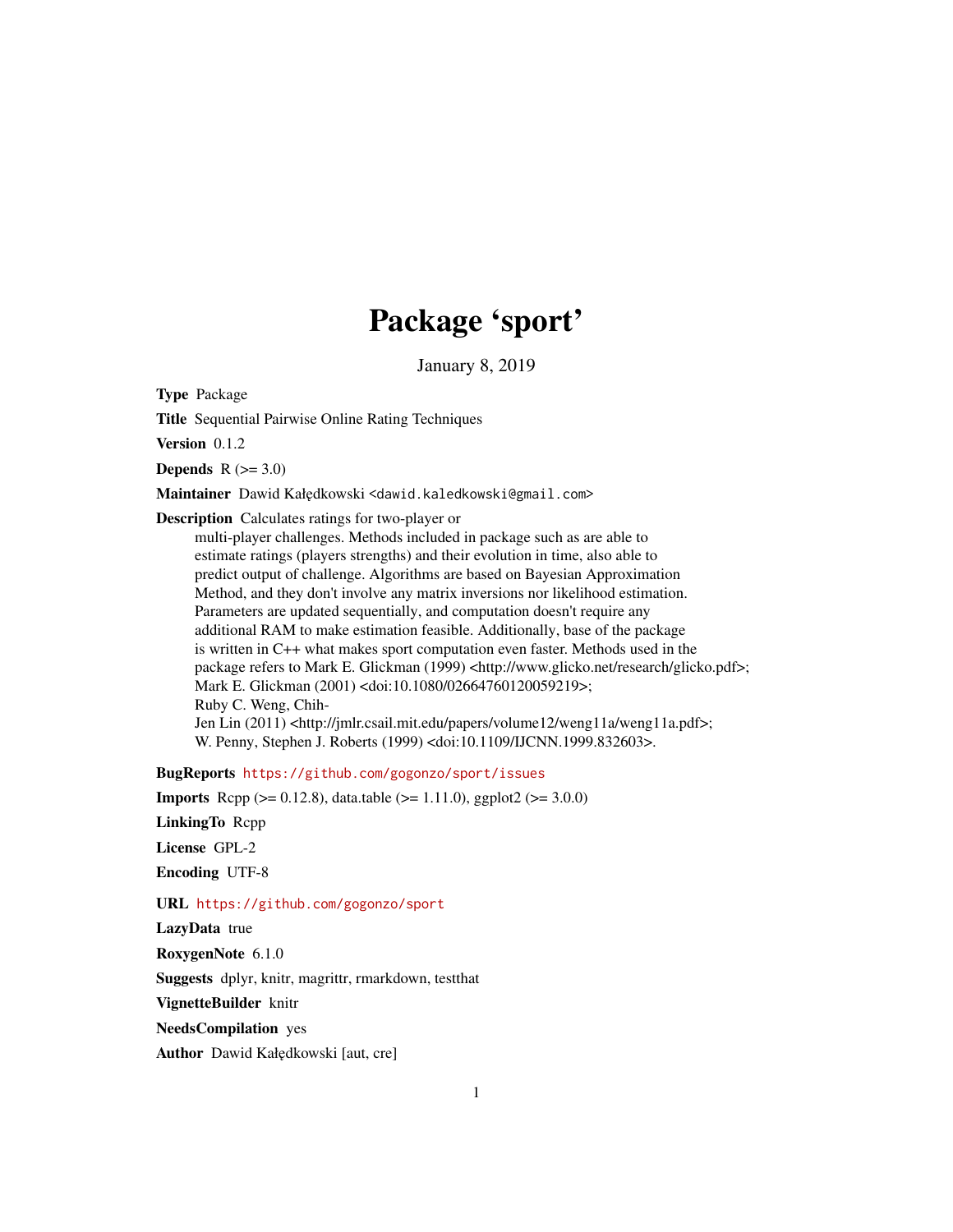# Package 'sport'

January 8, 2019

**Type** Package

**Title** Sequential Pairwise Online Rating Techniques

**Version** 0.1.2

**Depends** R (>= 3.0)

**Maintainer** Dawid Kałędkowski <dawid.kaledkowski@gmail.com>

**Description** Calculates ratings for two-player or
multi-player challenges. Methods included in package such as are able to
estimate ratings (players strengths) and their evolution in time, also able to
predict output of challenge. Algorithms are based on Bayesian Approximation
Method, and they don't involve any matrix inversions nor likelihood estimation.
Parameters are updated sequentially, and computation doesn't require any
additional RAM to make estimation feasible. Additionally, base of the package
is written in C++ what makes sport computation even faster. Methods used in the
package refers to Mark E. Glickman (1999) <http://www.glicko.net/research/glicko.pdf>;
Mark E. Glickman (2001) <doi:10.1080/02664760120059219>;
Ruby C. Weng, Chih-
Jen Lin (2011) <http://jmlr.csail.mit.edu/papers/volume12/weng11a/weng11a.pdf>;
W. Penny, Stephen J. Roberts (1999) <doi:10.1109/IJCNN.1999.832603>.

**BugReports** https://github.com/gogonzo/sport/issues

**Imports** Rcpp (>= 0.12.8), data.table (>= 1.11.0), ggplot2 (>= 3.0.0)

**LinkingTo** Rcpp

**License** GPL-2

**Encoding** UTF-8

**URL** https://github.com/gogonzo/sport

**LazyData** true

**RoxygenNote** 6.1.0

**Suggests** dplyr, knitr, magrittr, rmarkdown, testthat

**VignetteBuilder** knitr

**NeedsCompilation** yes

**Author** Dawid Kałędkowski [aut, cre]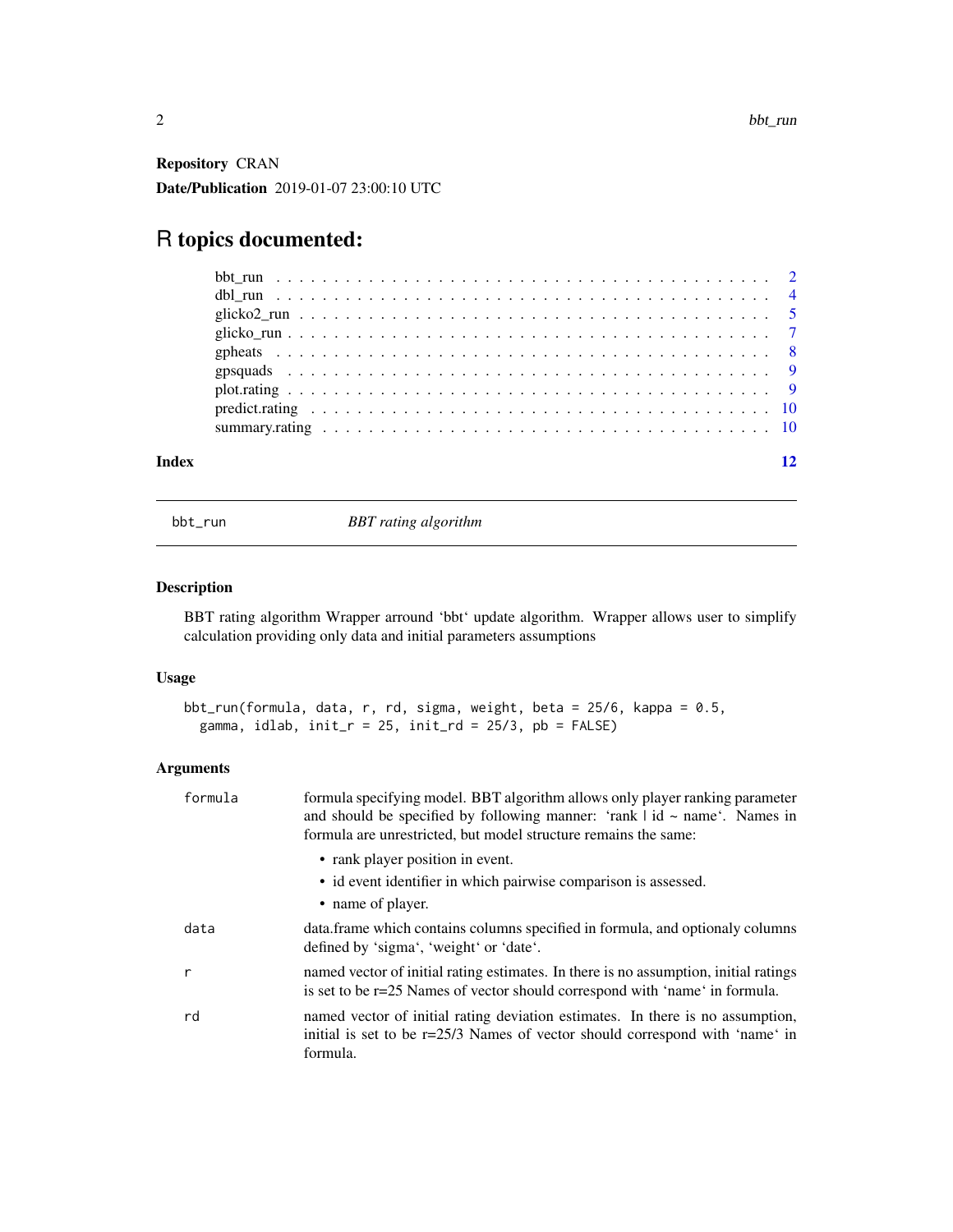**Repository** CRAN

**Date/Publication** 2019-01-07 23:00:10 UTC

# R topics documented:

- bbt_run . . . . . . . . . . 2
- dbl_run . . . . . . . . . . 4
- glicko2_run . . . . . . . . . . 5
- glicko_run . . . . . . . . . . 7
- gpheats . . . . . . . . . . 8
- gpsquads . . . . . . . . . . 9
- plot.rating . . . . . . . . . . 9
- predict.rating . . . . . . . . . . 10
- summary.rating . . . . . . . . . . 10

**Index** 12

---

`bbt_run` — *BBT rating algorithm*

---

### Description

BBT rating algorithm Wrapper arround 'bbt' update algorithm. Wrapper allows user to simplify calculation providing only data and initial parameters assumptions

### Usage

```
bbt_run(formula, data, r, rd, sigma, weight, beta = 25/6, kappa = 0.5,
  gamma, idlab, init_r = 25, init_rd = 25/3, pb = FALSE)
```

### Arguments

| | |
|---|---|
| `formula` | formula specifying model. BBT algorithm allows only player ranking parameter and should be specified by following manner: 'rank \| id ~ name'. Names in formula are unrestricted, but model structure remains the same: <br>• rank player position in event. <br>• id event identifier in which pairwise comparison is assessed. <br>• name of player. |
| `data` | data.frame which contains columns specified in formula, and optionaly columns defined by 'sigma', 'weight' or 'date'. |
| `r` | named vector of initial rating estimates. In there is no assumption, initial ratings is set to be r=25 Names of vector should correspond with 'name' in formula. |
| `rd` | named vector of initial rating deviation estimates. In there is no assumption, initial is set to be r=25/3 Names of vector should correspond with 'name' in formula. |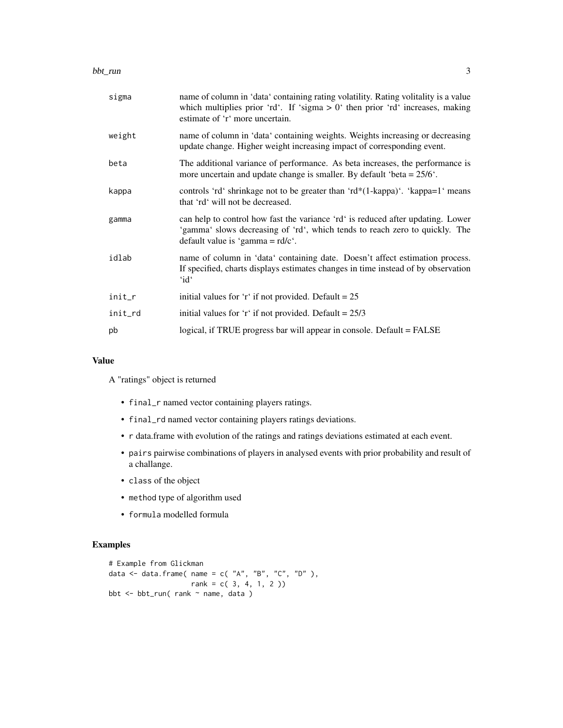| | |
|---|---|
| sigma | name of column in 'data' containing rating volatility. Rating volitality is a value which multiplies prior 'rd'. If 'sigma > 0' then prior 'rd' increases, making estimate of 'r' more uncertain. |
| weight | name of column in 'data' containing weights. Weights increasing or decreasing update change. Higher weight increasing impact of corresponding event. |
| beta | The additional variance of performance. As beta increases, the performance is more uncertain and update change is smaller. By default 'beta = 25/6'. |
| kappa | controls 'rd' shrinkage not to be greater than 'rd*(1-kappa)'. 'kappa=1' means that 'rd' will not be decreased. |
| gamma | can help to control how fast the variance 'rd' is reduced after updating. Lower 'gamma' slows decreasing of 'rd', which tends to reach zero to quickly. The default value is 'gamma = rd/c'. |
| idlab | name of column in 'data' containing date. Doesn't affect estimation process. If specified, charts displays estimates changes in time instead of by observation 'id' |
| init_r | initial values for 'r' if not provided. Default = 25 |
| init_rd | initial values for 'r' if not provided. Default = 25/3 |
| pb | logical, if TRUE progress bar will appear in console. Default = FALSE |

## Value

A "ratings" object is returned

- `final_r` named vector containing players ratings.
- `final_rd` named vector containing players ratings deviations.
- `r` data.frame with evolution of the ratings and ratings deviations estimated at each event.
- `pairs` pairwise combinations of players in analysed events with prior probability and result of a challange.
- `class` of the object
- `method` type of algorithm used
- `formula` modelled formula

## Examples

```
# Example from Glickman
data <- data.frame( name = c( "A", "B", "C", "D" ),
                    rank = c( 3, 4, 1, 2 ))
bbt <- bbt_run( rank ~ name, data )
```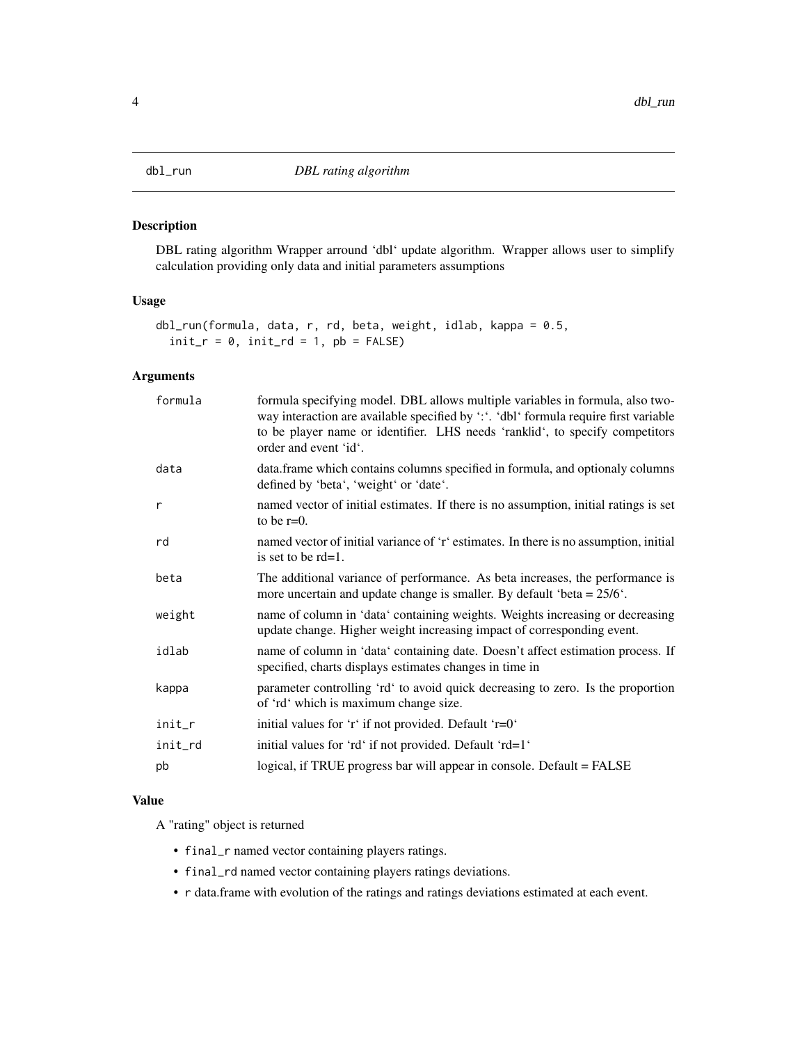# dbl_run — *DBL rating algorithm*

## Description

DBL rating algorithm Wrapper arround 'dbl' update algorithm. Wrapper allows user to simplify calculation providing only data and initial parameters assumptions

## Usage

```
dbl_run(formula, data, r, rd, beta, weight, idlab, kappa = 0.5,
  init_r = 0, init_rd = 1, pb = FALSE)
```

## Arguments

| | |
|---|---|
| `formula` | formula specifying model. DBL allows multiple variables in formula, also two-way interaction are available specified by ':'. 'dbl' formula require first variable to be player name or identifier. LHS needs 'rank\|id', to specify competitors order and event 'id'. |
| `data` | data.frame which contains columns specified in formula, and optionaly columns defined by 'beta', 'weight' or 'date'. |
| `r` | named vector of initial estimates. If there is no assumption, initial ratings is set to be r=0. |
| `rd` | named vector of initial variance of 'r' estimates. In there is no assumption, initial is set to be rd=1. |
| `beta` | The additional variance of performance. As beta increases, the performance is more uncertain and update change is smaller. By default 'beta = 25/6'. |
| `weight` | name of column in 'data' containing weights. Weights increasing or decreasing update change. Higher weight increasing impact of corresponding event. |
| `idlab` | name of column in 'data' containing date. Doesn't affect estimation process. If specified, charts displays estimates changes in time in |
| `kappa` | parameter controlling 'rd' to avoid quick decreasing to zero. Is the proportion of 'rd' which is maximum change size. |
| `init_r` | initial values for 'r' if not provided. Default 'r=0' |
| `init_rd` | initial values for 'rd' if not provided. Default 'rd=1' |
| `pb` | logical, if TRUE progress bar will appear in console. Default = FALSE |

## Value

A "rating" object is returned

- `final_r` named vector containing players ratings.
- `final_rd` named vector containing players ratings deviations.
- `r` data.frame with evolution of the ratings and ratings deviations estimated at each event.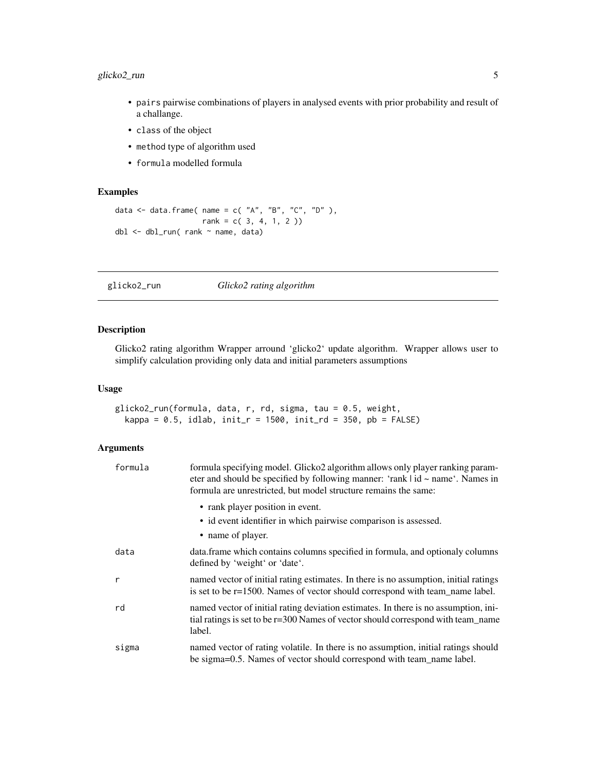- `pairs` pairwise combinations of players in analysed events with prior probability and result of a challange.
- `class` of the object
- `method` type of algorithm used
- `formula` modelled formula

### Examples

```
data <- data.frame( name = c( "A", "B", "C", "D" ),
                    rank = c( 3, 4, 1, 2 ))
dbl <- dbl_run( rank ~ name, data)
```

---

## glicko2_run — *Glicko2 rating algorithm*

### Description

Glicko2 rating algorithm Wrapper arround 'glicko2' update algorithm. Wrapper allows user to simplify calculation providing only data and initial parameters assumptions

### Usage

```
glicko2_run(formula, data, r, rd, sigma, tau = 0.5, weight,
  kappa = 0.5, idlab, init_r = 1500, init_rd = 350, pb = FALSE)
```

### Arguments

| | |
|---|---|
| `formula` | formula specifying model. Glicko2 algorithm allows only player ranking parameter and should be specified by following manner: 'rank \| id ~ name'. Names in formula are unrestricted, but model structure remains the same:<br>• rank player position in event.<br>• id event identifier in which pairwise comparison is assessed.<br>• name of player. |
| `data` | data.frame which contains columns specified in formula, and optionaly columns defined by 'weight' or 'date'. |
| `r` | named vector of initial rating estimates. In there is no assumption, initial ratings is set to be r=1500. Names of vector should correspond with team_name label. |
| `rd` | named vector of initial rating deviation estimates. In there is no assumption, initial ratings is set to be r=300 Names of vector should correspond with team_name label. |
| `sigma` | named vector of rating volatile. In there is no assumption, initial ratings should be sigma=0.5. Names of vector should correspond with team_name label. |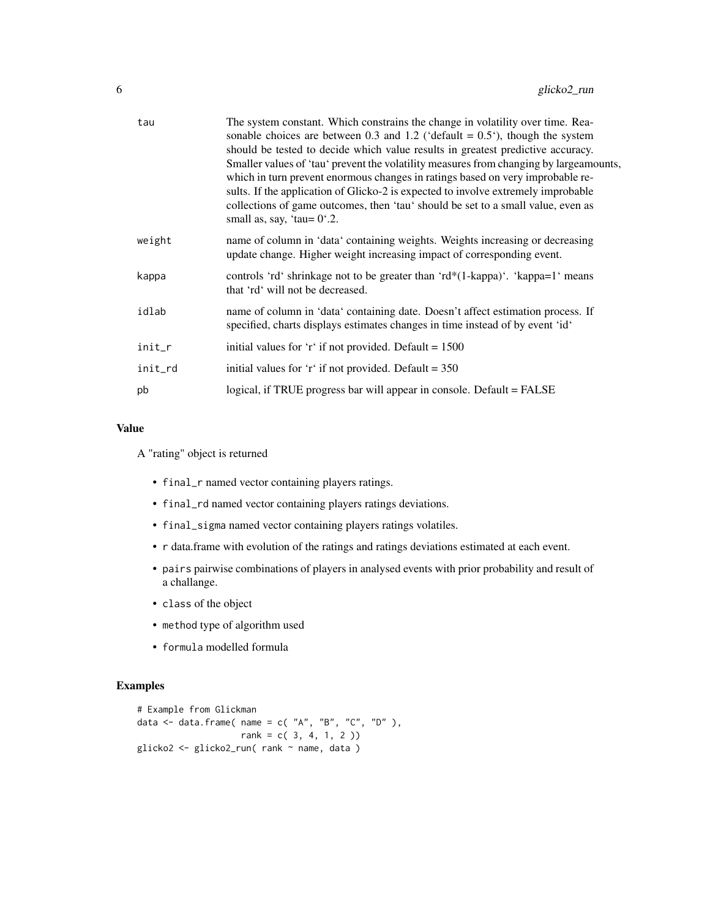| | |
|---|---|
| tau | The system constant. Which constrains the change in volatility over time. Reasonable choices are between 0.3 and 1.2 ('default = 0.5'), though the system should be tested to decide which value results in greatest predictive accuracy. Smaller values of 'tau' prevent the volatility measures from changing by largeamounts, which in turn prevent enormous changes in ratings based on very improbable results. If the application of Glicko-2 is expected to involve extremely improbable collections of game outcomes, then 'tau' should be set to a small value, even as small as, say, 'tau= 0'.2. |
| weight | name of column in 'data' containing weights. Weights increasing or decreasing update change. Higher weight increasing impact of corresponding event. |
| kappa | controls 'rd' shrinkage not to be greater than 'rd*(1-kappa)'. 'kappa=1' means that 'rd' will not be decreased. |
| idlab | name of column in 'data' containing date. Doesn't affect estimation process. If specified, charts displays estimates changes in time instead of by event 'id' |
| init_r | initial values for 'r' if not provided. Default = 1500 |
| init_rd | initial values for 'r' if not provided. Default = 350 |
| pb | logical, if TRUE progress bar will appear in console. Default = FALSE |

## Value

A "rating" object is returned

- `final_r` named vector containing players ratings.
- `final_rd` named vector containing players ratings deviations.
- `final_sigma` named vector containing players ratings volatiles.
- `r` data.frame with evolution of the ratings and ratings deviations estimated at each event.
- `pairs` pairwise combinations of players in analysed events with prior probability and result of a challange.
- `class` of the object
- `method` type of algorithm used
- `formula` modelled formula

## Examples

```
# Example from Glickman
data <- data.frame( name = c( "A", "B", "C", "D" ),
                    rank = c( 3, 4, 1, 2 ))
glicko2 <- glicko2_run( rank ~ name, data )
```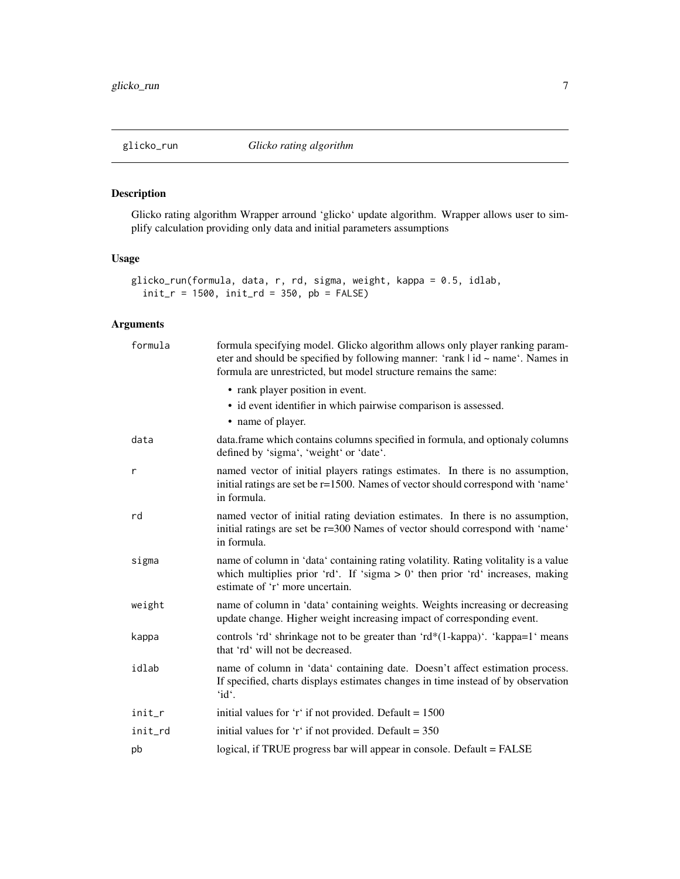# glicko_run — *Glicko rating algorithm*

## Description

Glicko rating algorithm Wrapper arround 'glicko' update algorithm. Wrapper allows user to simplify calculation providing only data and initial parameters assumptions

## Usage

```
glicko_run(formula, data, r, rd, sigma, weight, kappa = 0.5, idlab,
  init_r = 1500, init_rd = 350, pb = FALSE)
```

## Arguments

| Argument | Description |
|---|---|
| formula | formula specifying model. Glicko algorithm allows only player ranking parameter and should be specified by following manner: 'rank \| id ~ name'. Names in formula are unrestricted, but model structure remains the same: <br> • rank player position in event. <br> • id event identifier in which pairwise comparison is assessed. <br> • name of player. |
| data | data.frame which contains columns specified in formula, and optionaly columns defined by 'sigma', 'weight' or 'date'. |
| r | named vector of initial players ratings estimates. In there is no assumption, initial ratings are set be r=1500. Names of vector should correspond with 'name' in formula. |
| rd | named vector of initial rating deviation estimates. In there is no assumption, initial ratings are set be r=300 Names of vector should correspond with 'name' in formula. |
| sigma | name of column in 'data' containing rating volatility. Rating volitality is a value which multiplies prior 'rd'. If 'sigma > 0' then prior 'rd' increases, making estimate of 'r' more uncertain. |
| weight | name of column in 'data' containing weights. Weights increasing or decreasing update change. Higher weight increasing impact of corresponding event. |
| kappa | controls 'rd' shrinkage not to be greater than 'rd*(1-kappa)'. 'kappa=1' means that 'rd' will not be decreased. |
| idlab | name of column in 'data' containing date. Doesn't affect estimation process. If specified, charts displays estimates changes in time instead of by observation 'id'. |
| init_r | initial values for 'r' if not provided. Default = 1500 |
| init_rd | initial values for 'r' if not provided. Default = 350 |
| pb | logical, if TRUE progress bar will appear in console. Default = FALSE |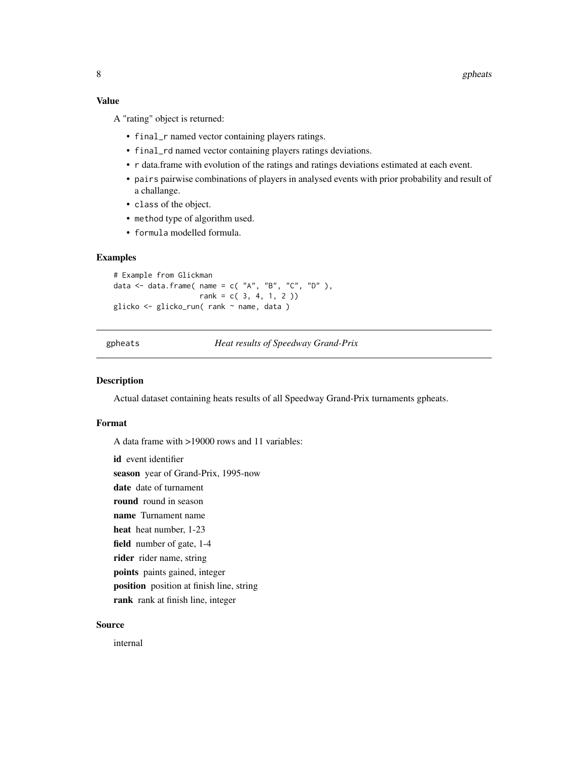### Value

A "rating" object is returned:

- `final_r` named vector containing players ratings.
- `final_rd` named vector containing players ratings deviations.
- `r` data.frame with evolution of the ratings and ratings deviations estimated at each event.
- `pairs` pairwise combinations of players in analysed events with prior probability and result of a challange.
- `class` of the object.
- `method` type of algorithm used.
- `formula` modelled formula.

### Examples

```
# Example from Glickman
data <- data.frame( name = c( "A", "B", "C", "D" ),
                    rank = c( 3, 4, 1, 2 ))
glicko <- glicko_run( rank ~ name, data )
```

---

## gpheats — *Heat results of Speedway Grand-Prix*

---

### Description

Actual dataset containing heats results of all Speedway Grand-Prix turnaments gpheats.

### Format

A data frame with >19000 rows and 11 variables:

**id** event identifier
**season** year of Grand-Prix, 1995-now
**date** date of turnament
**round** round in season
**name** Turnament name
**heat** heat number, 1-23
**field** number of gate, 1-4
**rider** rider name, string
**points** paints gained, integer
**position** position at finish line, string
**rank** rank at finish line, integer

### Source

internal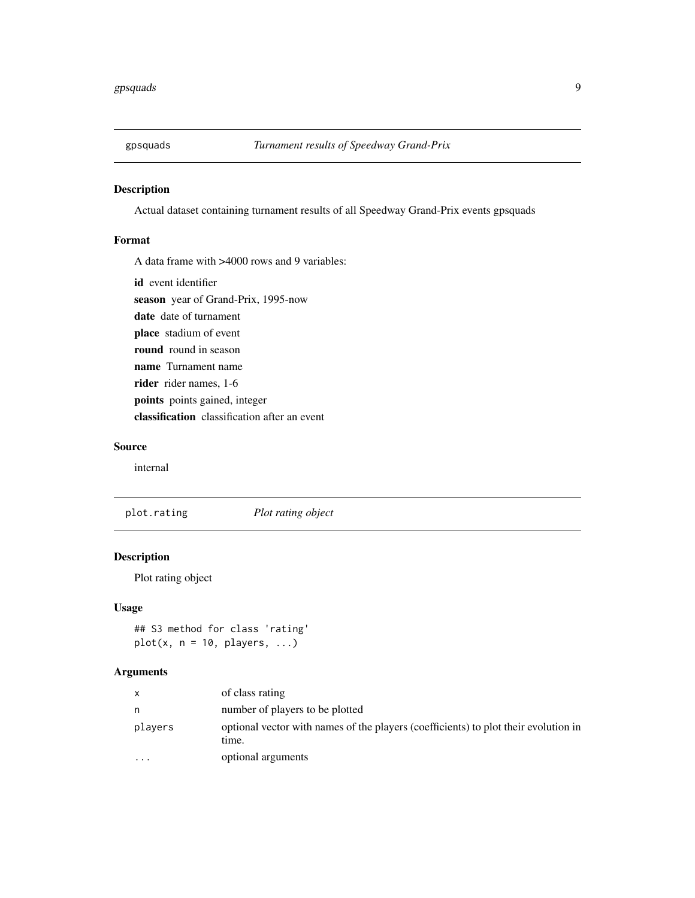## gpsquads — *Turnament results of Speedway Grand-Prix*

### Description

Actual dataset containing turnament results of all Speedway Grand-Prix events gpsquads

### Format

A data frame with >4000 rows and 9 variables:

**id** event identifier

**season** year of Grand-Prix, 1995-now

**date** date of turnament

**place** stadium of event

**round** round in season

**name** Turnament name

**rider** rider names, 1-6

**points** points gained, integer

**classification** classification after an event

### Source

internal

## plot.rating — *Plot rating object*

### Description

Plot rating object

### Usage

```
## S3 method for class 'rating'
plot(x, n = 10, players, ...)
```

### Arguments

| | |
|---|---|
| x | of class rating |
| n | number of players to be plotted |
| players | optional vector with names of the players (coefficients) to plot their evolution in time. |
| ... | optional arguments |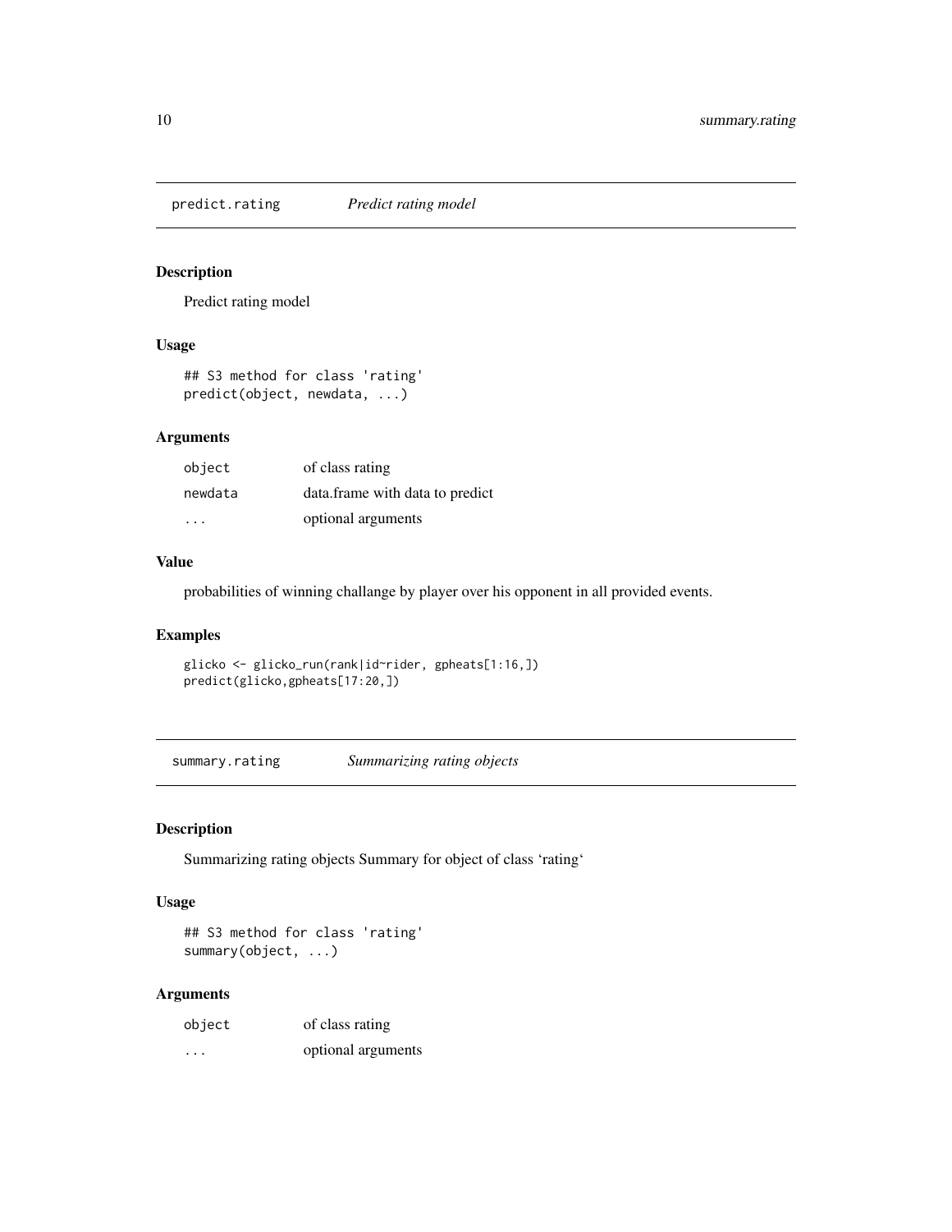## predict.rating    *Predict rating model*

### Description

Predict rating model

### Usage

```
## S3 method for class 'rating'
predict(object, newdata, ...)
```

### Arguments

| | |
|---|---|
| object | of class rating |
| newdata | data.frame with data to predict |
| ... | optional arguments |

### Value

probabilities of winning challange by player over his opponent in all provided events.

### Examples

```
glicko <- glicko_run(rank|id~rider, gpheats[1:16,])
predict(glicko,gpheats[17:20,])
```

## summary.rating    *Summarizing rating objects*

### Description

Summarizing rating objects Summary for object of class 'rating'

### Usage

```
## S3 method for class 'rating'
summary(object, ...)
```

### Arguments

| | |
|---|---|
| object | of class rating |
| ... | optional arguments |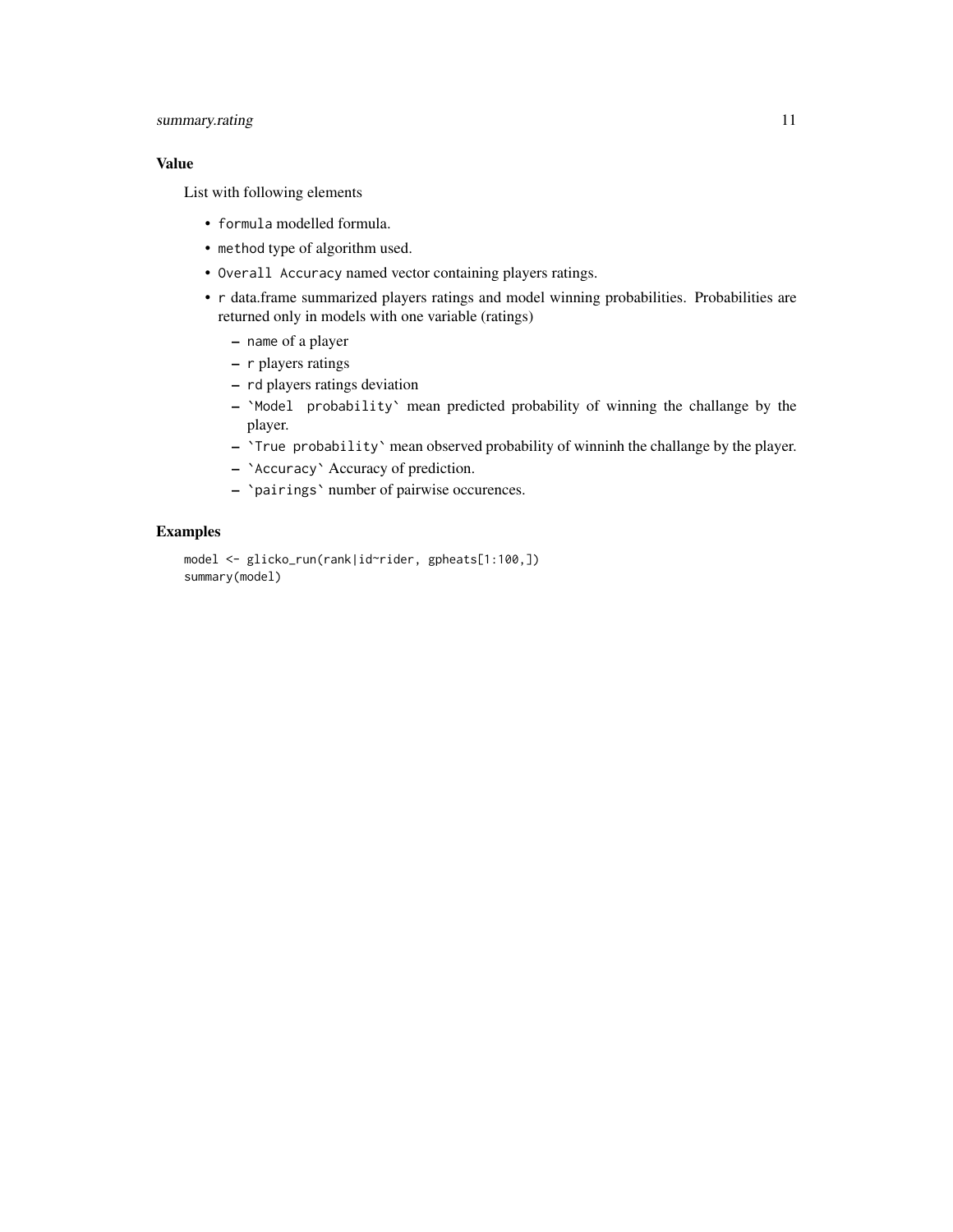## Value

List with following elements

- `formula` modelled formula.
- `method` type of algorithm used.
- `Overall Accuracy` named vector containing players ratings.
- `r` data.frame summarized players ratings and model winning probabilities. Probabilities are returned only in models with one variable (ratings)
  - `name` of a player
  - `r` players ratings
  - `rd` players ratings deviation
  - `` `Model probability` `` mean predicted probability of winning the challange by the player.
  - `` `True probability` `` mean observed probability of winninh the challange by the player.
  - `` `Accuracy` `` Accuracy of prediction.
  - `` `pairings` `` number of pairwise occurences.

## Examples

```
model <- glicko_run(rank|id~rider, gpheats[1:100,])
summary(model)
```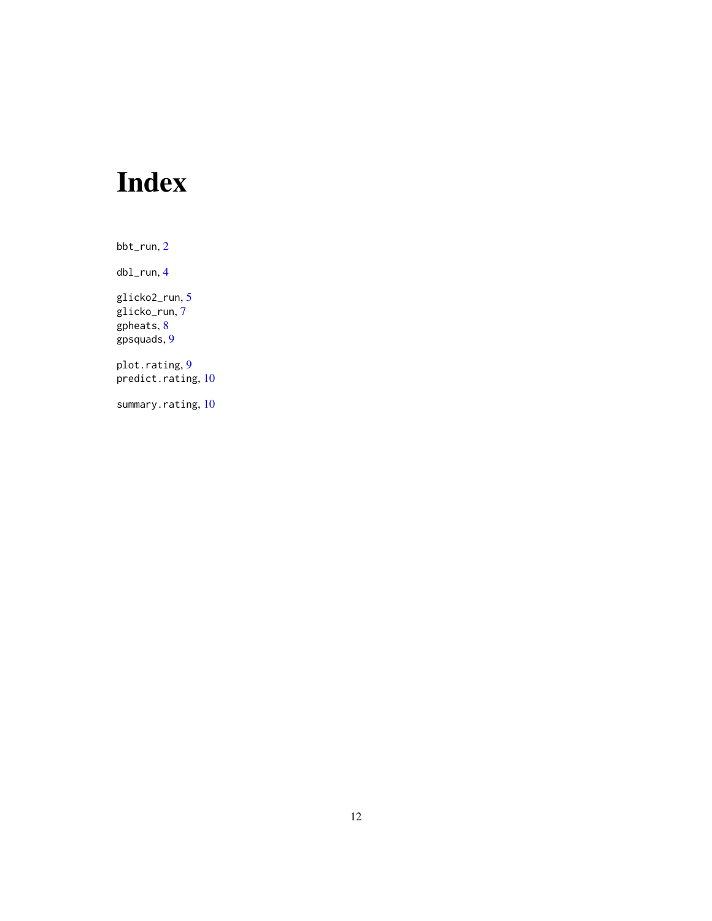# Index

bbt_run, 2

dbl_run, 4

glicko2_run, 5
glicko_run, 7
gpheats, 8
gpsquads, 9

plot.rating, 9
predict.rating, 10

summary.rating, 10